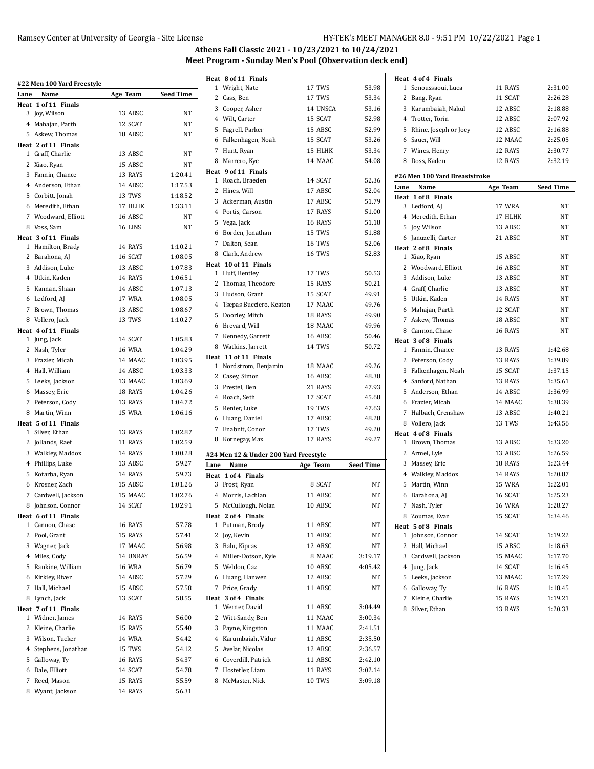## Athens Fall Classic 2021 - 10/23/2021 to 10/24/2021

### Meet Program - Sunday Men's Pool (Observation deck end)

#### #22 Men 100 Yard Freestyle

| Lane | Name | Age | Team | Seed Time |
|---|---|---|---|---|
| **Heat 1 of 11 Finals** | | | | |
| 3 | Joy, Wilson | 13 | ABSC | NT |
| 4 | Mahajan, Parth | 12 | SCAT | NT |
| 5 | Askew, Thomas | 18 | ABSC | NT |
| **Heat 2 of 11 Finals** | | | | |
| 1 | Graff, Charlie | 13 | ABSC | NT |
| 2 | Xiao, Ryan | 15 | ABSC | NT |
| 3 | Fannin, Chance | 13 | RAYS | 1:20.41 |
| 4 | Anderson, Ethan | 14 | ABSC | 1:17.53 |
| 5 | Corbitt, Jonah | 13 | TWS | 1:18.52 |
| 6 | Meredith, Ethan | 17 | HLHK | 1:33.11 |
| 7 | Woodward, Elliott | 16 | ABSC | NT |
| 8 | Voss, Sam | 16 | LINS | NT |
| **Heat 3 of 11 Finals** | | | | |
| 1 | Hamilton, Brady | 14 | RAYS | 1:10.21 |
| 2 | Barahona, AJ | 16 | SCAT | 1:08.05 |
| 3 | Addison, Luke | 13 | ABSC | 1:07.83 |
| 4 | Utkin, Kaden | 14 | RAYS | 1:06.51 |
| 5 | Kannan, Shaan | 14 | ABSC | 1:07.13 |
| 6 | Ledford, AJ | 17 | WRA | 1:08.05 |
| 7 | Brown, Thomas | 13 | ABSC | 1:08.67 |
| 8 | Vollero, Jack | 13 | TWS | 1:10.27 |
| **Heat 4 of 11 Finals** | | | | |
| 1 | Jung, Jack | 14 | SCAT | 1:05.83 |
| 2 | Nash, Tyler | 16 | WRA | 1:04.29 |
| 3 | Frazier, Micah | 14 | MAAC | 1:03.95 |
| 4 | Hall, William | 14 | ABSC | 1:03.33 |
| 5 | Leeks, Jackson | 13 | MAAC | 1:03.69 |
| 6 | Massey, Eric | 18 | RAYS | 1:04.26 |
| 7 | Peterson, Cody | 13 | RAYS | 1:04.72 |
| 8 | Martin, Winn | 15 | WRA | 1:06.16 |
| **Heat 5 of 11 Finals** | | | | |
| 1 | Silver, Ethan | 13 | RAYS | 1:02.87 |
| 2 | Jollands, Raef | 11 | RAYS | 1:02.59 |
| 3 | Walkley, Maddox | 14 | RAYS | 1:00.28 |
| 4 | Phillips, Luke | 13 | ABSC | 59.27 |
| 5 | Kotarba, Ryan | 14 | RAYS | 59.73 |
| 6 | Krosner, Zach | 15 | ABSC | 1:01.26 |
| 7 | Cardwell, Jackson | 15 | MAAC | 1:02.76 |
| 8 | Johnson, Connor | 14 | SCAT | 1:02.91 |
| **Heat 6 of 11 Finals** | | | | |
| 1 | Cannon, Chase | 16 | RAYS | 57.78 |
| 2 | Pool, Grant | 15 | RAYS | 57.41 |
| 3 | Wagner, Jack | 17 | MAAC | 56.98 |
| 4 | Miles, Cody | 14 | UNRAY | 56.59 |
| 5 | Rankine, William | 16 | WRA | 56.79 |
| 6 | Kirkley, River | 14 | ABSC | 57.29 |
| 7 | Hall, Michael | 15 | ABSC | 57.58 |
| 8 | Lynch, Jack | 13 | SCAT | 58.55 |
| **Heat 7 of 11 Finals** | | | | |
| 1 | Widner, James | 14 | RAYS | 56.00 |
| 2 | Kleine, Charlie | 15 | RAYS | 55.40 |
| 3 | Wilson, Tucker | 14 | WRA | 54.42 |
| 4 | Stephens, Jonathan | 15 | TWS | 54.12 |
| 5 | Galloway, Ty | 16 | RAYS | 54.37 |
| 6 | Dale, Elliott | 14 | SCAT | 54.78 |
| 7 | Reed, Mason | 15 | RAYS | 55.59 |
| 8 | Wyant, Jackson | 14 | RAYS | 56.31 |
| **Heat 8 of 11 Finals** | | | | |
| 1 | Wright, Nate | 17 | TWS | 53.98 |
| 2 | Cass, Ben | 17 | TWS | 53.34 |
| 3 | Cooper, Asher | 14 | UNSCA | 53.16 |
| 4 | Wilt, Carter | 15 | SCAT | 52.98 |
| 5 | Fagrell, Parker | 15 | ABSC | 52.99 |
| 6 | Falkenhagen, Noah | 15 | SCAT | 53.26 |
| 7 | Hunt, Ryan | 15 | HLHK | 53.34 |
| 8 | Marrero, Kye | 14 | MAAC | 54.08 |
| **Heat 9 of 11 Finals** | | | | |
| 1 | Roach, Braeden | 14 | SCAT | 52.36 |
| 2 | Hines, Will | 17 | ABSC | 52.04 |
| 3 | Ackerman, Austin | 17 | ABSC | 51.79 |
| 4 | Portis, Carson | 17 | RAYS | 51.00 |
| 5 | Vega, Jack | 16 | RAYS | 51.18 |
| 6 | Borden, Jonathan | 15 | TWS | 51.88 |
| 7 | Dalton, Sean | 16 | TWS | 52.06 |
| 8 | Clark, Andrew | 16 | TWS | 52.83 |
| **Heat 10 of 11 Finals** | | | | |
| 1 | Huff, Bentley | 17 | TWS | 50.53 |
| 2 | Thomas, Theodore | 15 | RAYS | 50.21 |
| 3 | Hudson, Grant | 15 | SCAT | 49.91 |
| 4 | Tsepas Bucciero, Keaton | 17 | MAAC | 49.76 |
| 5 | Doorley, Mitch | 18 | RAYS | 49.90 |
| 6 | Brevard, Will | 18 | MAAC | 49.96 |
| 7 | Kennedy, Garrett | 16 | ABSC | 50.46 |
| 8 | Watkins, Jarrett | 14 | TWS | 50.72 |
| **Heat 11 of 11 Finals** | | | | |
| 1 | Nordstrom, Benjamin | 18 | MAAC | 49.26 |
| 2 | Casey, Simon | 16 | ABSC | 48.38 |
| 3 | Prestel, Ben | 21 | RAYS | 47.93 |
| 4 | Roach, Seth | 17 | SCAT | 45.68 |
| 5 | Renier, Luke | 19 | TWS | 47.63 |
| 6 | Huang, Daniel | 17 | ABSC | 48.28 |
| 7 | Enabnit, Conor | 17 | TWS | 49.20 |
| 8 | Kornegay, Max | 17 | RAYS | 49.27 |

#### #24 Men 12 & Under 200 Yard Freestyle

| Lane | Name | Age | Team | Seed Time |
|---|---|---|---|---|
| **Heat 1 of 4 Finals** | | | | |
| 3 | Frost, Ryan | 8 | SCAT | NT |
| 4 | Morris, Lachlan | 11 | ABSC | NT |
| 5 | McCullough, Nolan | 10 | ABSC | NT |
| **Heat 2 of 4 Finals** | | | | |
| 1 | Putman, Brody | 11 | ABSC | NT |
| 2 | Joy, Kevin | 11 | ABSC | NT |
| 3 | Bahr, Kipras | 12 | ABSC | NT |
| 4 | Miller-Dotson, Kyle | 8 | MAAC | 3:19.17 |
| 5 | Weldon, Caz | 10 | ABSC | 4:05.42 |
| 6 | Huang, Hanwen | 12 | ABSC | NT |
| 7 | Price, Grady | 11 | ABSC | NT |
| **Heat 3 of 4 Finals** | | | | |
| 1 | Werner, David | 11 | ABSC | 3:04.49 |
| 2 | Witt-Sandy, Ben | 11 | MAAC | 3:00.34 |
| 3 | Payne, Kingston | 11 | MAAC | 2:41.51 |
| 4 | Karumbaiah, Vidur | 11 | ABSC | 2:35.50 |
| 5 | Avelar, Nicolas | 12 | ABSC | 2:36.57 |
| 6 | Coverdill, Patrick | 11 | ABSC | 2:42.10 |
| 7 | Hostetler, Liam | 11 | RAYS | 3:02.14 |
| 8 | McMaster, Nick | 10 | TWS | 3:09.18 |
| **Heat 4 of 4 Finals** | | | | |
| 1 | Senoussaoui, Luca | 11 | RAYS | 2:31.00 |
| 2 | Bang, Ryan | 11 | SCAT | 2:26.28 |
| 3 | Karumbaiah, Nakul | 12 | ABSC | 2:18.88 |
| 4 | Trotter, Torin | 12 | ABSC | 2:07.92 |
| 5 | Rhine, Joseph or Joey | 12 | ABSC | 2:16.88 |
| 6 | Sauer, Will | 12 | MAAC | 2:25.05 |
| 7 | Wines, Henry | 12 | RAYS | 2:30.77 |
| 8 | Doss, Kaden | 12 | RAYS | 2:32.19 |

#### #26 Men 100 Yard Breaststroke

| Lane | Name | Age | Team | Seed Time |
|---|---|---|---|---|
| **Heat 1 of 8 Finals** | | | | |
| 3 | Ledford, AJ | 17 | WRA | NT |
| 4 | Meredith, Ethan | 17 | HLHK | NT |
| 5 | Joy, Wilson | 13 | ABSC | NT |
| 6 | Januzelli, Carter | 21 | ABSC | NT |
| **Heat 2 of 8 Finals** | | | | |
| 1 | Xiao, Ryan | 15 | ABSC | NT |
| 2 | Woodward, Elliott | 16 | ABSC | NT |
| 3 | Addison, Luke | 13 | ABSC | NT |
| 4 | Graff, Charlie | 13 | ABSC | NT |
| 5 | Utkin, Kaden | 14 | RAYS | NT |
| 6 | Mahajan, Parth | 12 | SCAT | NT |
| 7 | Askew, Thomas | 18 | ABSC | NT |
| 8 | Cannon, Chase | 16 | RAYS | NT |
| **Heat 3 of 8 Finals** | | | | |
| 1 | Fannin, Chance | 13 | RAYS | 1:42.68 |
| 2 | Peterson, Cody | 13 | RAYS | 1:39.89 |
| 3 | Falkenhagen, Noah | 15 | SCAT | 1:37.15 |
| 4 | Sanford, Nathan | 13 | RAYS | 1:35.61 |
| 5 | Anderson, Ethan | 14 | ABSC | 1:36.99 |
| 6 | Frazier, Micah | 14 | MAAC | 1:38.39 |
| 7 | Halbach, Crenshaw | 13 | ABSC | 1:40.21 |
| 8 | Vollero, Jack | 13 | TWS | 1:43.56 |
| **Heat 4 of 8 Finals** | | | | |
| 1 | Brown, Thomas | 13 | ABSC | 1:33.20 |
| 2 | Armel, Lyle | 13 | ABSC | 1:26.59 |
| 3 | Massey, Eric | 18 | RAYS | 1:23.44 |
| 4 | Walkley, Maddox | 14 | RAYS | 1:20.87 |
| 5 | Martin, Winn | 15 | WRA | 1:22.01 |
| 6 | Barahona, AJ | 16 | SCAT | 1:25.23 |
| 7 | Nash, Tyler | 16 | WRA | 1:28.27 |
| 8 | Zoumas, Evan | 15 | SCAT | 1:34.46 |
| **Heat 5 of 8 Finals** | | | | |
| 1 | Johnson, Connor | 14 | SCAT | 1:19.22 |
| 2 | Hall, Michael | 15 | ABSC | 1:18.63 |
| 3 | Cardwell, Jackson | 15 | MAAC | 1:17.70 |
| 4 | Jung, Jack | 14 | SCAT | 1:16.45 |
| 5 | Leeks, Jackson | 13 | MAAC | 1:17.29 |
| 6 | Galloway, Ty | 16 | RAYS | 1:18.45 |
| 7 | Kleine, Charlie | 15 | RAYS | 1:19.21 |
| 8 | Silver, Ethan | 13 | RAYS | 1:20.33 |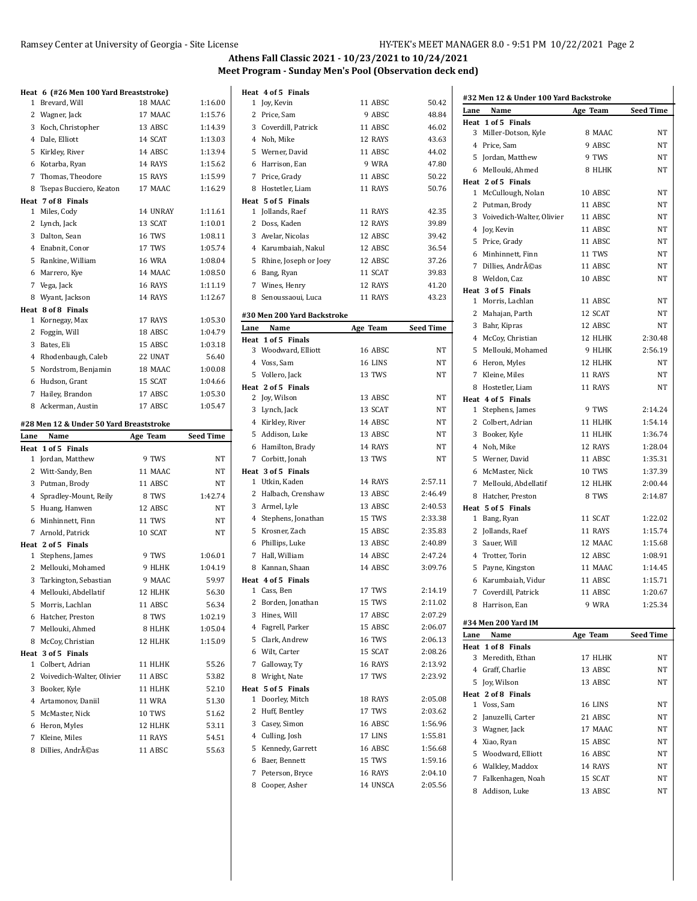# Athens Fall Classic 2021 - 10/23/2021 to 10/24/2021

## Meet Program - Sunday Men's Pool (Observation deck end)

**Heat 6 (#26 Men 100 Yard Breaststroke)**

| Lane | Name | Age | Team | Seed Time |
|---|---|---|---|---|
| 1 | Brevard, Will | 18 | MAAC | 1:16.00 |
| 2 | Wagner, Jack | 17 | MAAC | 1:15.76 |
| 3 | Koch, Christopher | 13 | ABSC | 1:14.39 |
| 4 | Dale, Elliott | 14 | SCAT | 1:13.03 |
| 5 | Kirkley, River | 14 | ABSC | 1:13.94 |
| 6 | Kotarba, Ryan | 14 | RAYS | 1:15.62 |
| 7 | Thomas, Theodore | 15 | RAYS | 1:15.99 |
| 8 | Tsepas Bucciero, Keaton | 17 | MAAC | 1:16.29 |
| **Heat 7 of 8 Finals** | | | | |
| 1 | Miles, Cody | 14 | UNRAY | 1:11.61 |
| 2 | Lynch, Jack | 13 | SCAT | 1:10.01 |
| 3 | Dalton, Sean | 16 | TWS | 1:08.11 |
| 4 | Enabnit, Conor | 17 | TWS | 1:05.74 |
| 5 | Rankine, William | 16 | WRA | 1:08.04 |
| 6 | Marrero, Kye | 14 | MAAC | 1:08.50 |
| 7 | Vega, Jack | 16 | RAYS | 1:11.19 |
| 8 | Wyant, Jackson | 14 | RAYS | 1:12.67 |
| **Heat 8 of 8 Finals** | | | | |
| 1 | Kornegay, Max | 17 | RAYS | 1:05.30 |
| 2 | Foggin, Will | 18 | ABSC | 1:04.79 |
| 3 | Bates, Eli | 15 | ABSC | 1:03.18 |
| 4 | Rhodenbaugh, Caleb | 22 | UNAT | 56.40 |
| 5 | Nordstrom, Benjamin | 18 | MAAC | 1:00.08 |
| 6 | Hudson, Grant | 15 | SCAT | 1:04.66 |
| 7 | Hailey, Brandon | 17 | ABSC | 1:05.30 |
| 8 | Ackerman, Austin | 17 | ABSC | 1:05.47 |

### #28 Men 12 & Under 50 Yard Breaststroke

| Lane | Name | Age | Team | Seed Time |
|---|---|---|---|---|
| **Heat 1 of 5 Finals** | | | | |
| 1 | Jordan, Matthew | 9 | TWS | NT |
| 2 | Witt-Sandy, Ben | 11 | MAAC | NT |
| 3 | Putman, Brody | 11 | ABSC | NT |
| 4 | Spradley-Mount, Reily | 8 | TWS | 1:42.74 |
| 5 | Huang, Hanwen | 12 | ABSC | NT |
| 6 | Minhinnett, Finn | 11 | TWS | NT |
| 7 | Arnold, Patrick | 10 | SCAT | NT |
| **Heat 2 of 5 Finals** | | | | |
| 1 | Stephens, James | 9 | TWS | 1:06.01 |
| 2 | Mellouki, Mohamed | 9 | HLHK | 1:04.19 |
| 3 | Tarkington, Sebastian | 9 | MAAC | 59.97 |
| 4 | Mellouki, Abdellatif | 12 | HLHK | 56.30 |
| 5 | Morris, Lachlan | 11 | ABSC | 56.34 |
| 6 | Hatcher, Preston | 8 | TWS | 1:02.19 |
| 7 | Mellouki, Ahmed | 8 | HLHK | 1:05.04 |
| 8 | McCoy, Christian | 12 | HLHK | 1:15.09 |
| **Heat 3 of 5 Finals** | | | | |
| 1 | Colbert, Adrian | 11 | HLHK | 55.26 |
| 2 | Voivedich-Walter, Olivier | 11 | ABSC | 53.82 |
| 3 | Booker, Kyle | 11 | HLHK | 52.10 |
| 4 | Artamonov, Daniil | 11 | WRA | 51.30 |
| 5 | McMaster, Nick | 10 | TWS | 51.62 |
| 6 | Heron, Myles | 12 | HLHK | 53.11 |
| 7 | Kleine, Miles | 11 | RAYS | 54.51 |
| 8 | Dillies, AndrÃ©as | 11 | ABSC | 55.63 |
| **Heat 4 of 5 Finals** | | | | |
| 1 | Joy, Kevin | 11 | ABSC | 50.42 |
| 2 | Price, Sam | 9 | ABSC | 48.84 |
| 3 | Coverdill, Patrick | 11 | ABSC | 46.02 |
| 4 | Noh, Mike | 12 | RAYS | 43.63 |
| 5 | Werner, David | 11 | ABSC | 44.02 |
| 6 | Harrison, Ean | 9 | WRA | 47.80 |
| 7 | Price, Grady | 11 | ABSC | 50.22 |
| 8 | Hostetler, Liam | 11 | RAYS | 50.76 |
| **Heat 5 of 5 Finals** | | | | |
| 1 | Jollands, Raef | 11 | RAYS | 42.35 |
| 2 | Doss, Kaden | 12 | RAYS | 39.89 |
| 3 | Avelar, Nicolas | 12 | ABSC | 39.42 |
| 4 | Karumbaiah, Nakul | 12 | ABSC | 36.54 |
| 5 | Rhine, Joseph or Joey | 12 | ABSC | 37.26 |
| 6 | Bang, Ryan | 11 | SCAT | 39.83 |
| 7 | Wines, Henry | 12 | RAYS | 41.20 |
| 8 | Senoussaoui, Luca | 11 | RAYS | 43.23 |

### #30 Men 200 Yard Backstroke

| Lane | Name | Age | Team | Seed Time |
|---|---|---|---|---|
| **Heat 1 of 5 Finals** | | | | |
| 3 | Woodward, Elliott | 16 | ABSC | NT |
| 4 | Voss, Sam | 16 | LINS | NT |
| 5 | Vollero, Jack | 13 | TWS | NT |
| **Heat 2 of 5 Finals** | | | | |
| 2 | Joy, Wilson | 13 | ABSC | NT |
| 3 | Lynch, Jack | 13 | SCAT | NT |
| 4 | Kirkley, River | 14 | ABSC | NT |
| 5 | Addison, Luke | 13 | ABSC | NT |
| 6 | Hamilton, Brady | 14 | RAYS | NT |
| 7 | Corbitt, Jonah | 13 | TWS | NT |
| **Heat 3 of 5 Finals** | | | | |
| 1 | Utkin, Kaden | 14 | RAYS | 2:57.11 |
| 2 | Halbach, Crenshaw | 13 | ABSC | 2:46.49 |
| 3 | Armel, Lyle | 13 | ABSC | 2:40.53 |
| 4 | Stephens, Jonathan | 15 | TWS | 2:33.38 |
| 5 | Krosner, Zach | 15 | ABSC | 2:35.83 |
| 6 | Phillips, Luke | 13 | ABSC | 2:40.89 |
| 7 | Hall, William | 14 | ABSC | 2:47.24 |
| 8 | Kannan, Shaan | 14 | ABSC | 3:09.76 |
| **Heat 4 of 5 Finals** | | | | |
| 1 | Cass, Ben | 17 | TWS | 2:14.19 |
| 2 | Borden, Jonathan | 15 | TWS | 2:11.02 |
| 3 | Hines, Will | 17 | ABSC | 2:07.29 |
| 4 | Fagrell, Parker | 15 | ABSC | 2:06.07 |
| 5 | Clark, Andrew | 16 | TWS | 2:06.13 |
| 6 | Wilt, Carter | 15 | SCAT | 2:08.26 |
| 7 | Galloway, Ty | 16 | RAYS | 2:13.92 |
| 8 | Wright, Nate | 17 | TWS | 2:23.92 |
| **Heat 5 of 5 Finals** | | | | |
| 1 | Doorley, Mitch | 18 | RAYS | 2:05.08 |
| 2 | Huff, Bentley | 17 | TWS | 2:03.62 |
| 3 | Casey, Simon | 16 | ABSC | 1:56.96 |
| 4 | Culling, Josh | 17 | LINS | 1:55.81 |
| 5 | Kennedy, Garrett | 16 | ABSC | 1:56.68 |
| 6 | Baer, Bennett | 15 | TWS | 1:59.16 |
| 7 | Peterson, Bryce | 16 | RAYS | 2:04.10 |
| 8 | Cooper, Asher | 14 | UNSCA | 2:05.56 |

### #32 Men 12 & Under 100 Yard Backstroke

| Lane | Name | Age | Team | Seed Time |
|---|---|---|---|---|
| **Heat 1 of 5 Finals** | | | | |
| 3 | Miller-Dotson, Kyle | 8 | MAAC | NT |
| 4 | Price, Sam | 9 | ABSC | NT |
| 5 | Jordan, Matthew | 9 | TWS | NT |
| 6 | Mellouki, Ahmed | 8 | HLHK | NT |
| **Heat 2 of 5 Finals** | | | | |
| 1 | McCullough, Nolan | 10 | ABSC | NT |
| 2 | Putman, Brody | 11 | ABSC | NT |
| 3 | Voivedich-Walter, Olivier | 11 | ABSC | NT |
| 4 | Joy, Kevin | 11 | ABSC | NT |
| 5 | Price, Grady | 11 | ABSC | NT |
| 6 | Minhinnett, Finn | 11 | TWS | NT |
| 7 | Dillies, AndrÃ©as | 11 | ABSC | NT |
| 8 | Weldon, Caz | 10 | ABSC | NT |
| **Heat 3 of 5 Finals** | | | | |
| 1 | Morris, Lachlan | 11 | ABSC | NT |
| 2 | Mahajan, Parth | 12 | SCAT | NT |
| 3 | Bahr, Kipras | 12 | ABSC | NT |
| 4 | McCoy, Christian | 12 | HLHK | 2:30.48 |
| 5 | Mellouki, Mohamed | 9 | HLHK | 2:56.19 |
| 6 | Heron, Myles | 12 | HLHK | NT |
| 7 | Kleine, Miles | 11 | RAYS | NT |
| 8 | Hostetler, Liam | 11 | RAYS | NT |
| **Heat 4 of 5 Finals** | | | | |
| 1 | Stephens, James | 9 | TWS | 2:14.24 |
| 2 | Colbert, Adrian | 11 | HLHK | 1:54.14 |
| 3 | Booker, Kyle | 11 | HLHK | 1:36.74 |
| 4 | Noh, Mike | 12 | RAYS | 1:28.04 |
| 5 | Werner, David | 11 | ABSC | 1:35.31 |
| 6 | McMaster, Nick | 10 | TWS | 1:37.39 |
| 7 | Mellouki, Abdellatif | 12 | HLHK | 2:00.44 |
| 8 | Hatcher, Preston | 8 | TWS | 2:14.87 |
| **Heat 5 of 5 Finals** | | | | |
| 1 | Bang, Ryan | 11 | SCAT | 1:22.02 |
| 2 | Jollands, Raef | 11 | RAYS | 1:15.74 |
| 3 | Sauer, Will | 12 | MAAC | 1:15.68 |
| 4 | Trotter, Torin | 12 | ABSC | 1:08.91 |
| 5 | Payne, Kingston | 11 | MAAC | 1:14.45 |
| 6 | Karumbaiah, Vidur | 11 | ABSC | 1:15.71 |
| 7 | Coverdill, Patrick | 11 | ABSC | 1:20.67 |
| 8 | Harrison, Ean | 9 | WRA | 1:25.34 |

### #34 Men 200 Yard IM

| Lane | Name | Age | Team | Seed Time |
|---|---|---|---|---|
| **Heat 1 of 8 Finals** | | | | |
| 3 | Meredith, Ethan | 17 | HLHK | NT |
| 4 | Graff, Charlie | 13 | ABSC | NT |
| 5 | Joy, Wilson | 13 | ABSC | NT |
| **Heat 2 of 8 Finals** | | | | |
| 1 | Voss, Sam | 16 | LINS | NT |
| 2 | Januzelli, Carter | 21 | ABSC | NT |
| 3 | Wagner, Jack | 17 | MAAC | NT |
| 4 | Xiao, Ryan | 15 | ABSC | NT |
| 5 | Woodward, Elliott | 16 | ABSC | NT |
| 6 | Walkley, Maddox | 14 | RAYS | NT |
| 7 | Falkenhagen, Noah | 15 | SCAT | NT |
| 8 | Addison, Luke | 13 | ABSC | NT |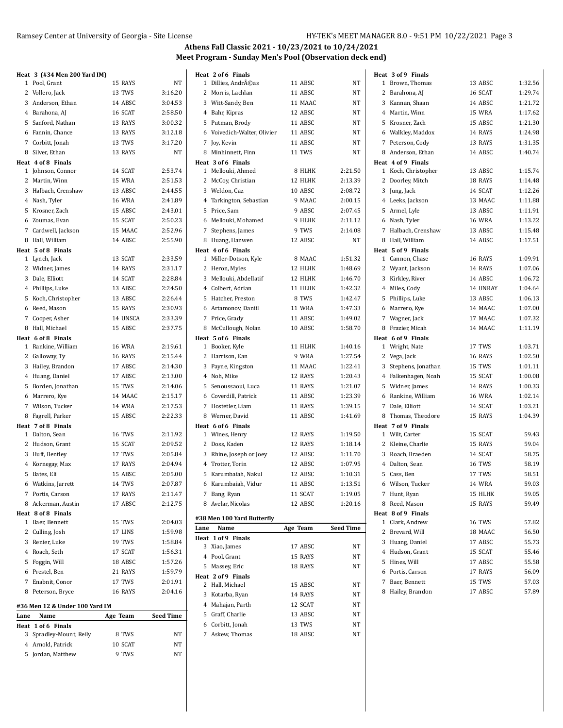## Athens Fall Classic 2021 - 10/23/2021 to 10/24/2021
### Meet Program - Sunday Men's Pool (Observation deck end)

**Heat 3 (#34 Men 200 Yard IM)**

| Lane | Name | Age | Team | Seed Time |
|---|---|---|---|---|
| 1 | Pool, Grant | 15 | RAYS | NT |
| 2 | Vollero, Jack | 13 | TWS | 3:16.20 |
| 3 | Anderson, Ethan | 14 | ABSC | 3:04.53 |
| 4 | Barahona, AJ | 16 | SCAT | 2:58.50 |
| 5 | Sanford, Nathan | 13 | RAYS | 3:00.32 |
| 6 | Fannin, Chance | 13 | RAYS | 3:12.18 |
| 7 | Corbitt, Jonah | 13 | TWS | 3:17.20 |
| 8 | Silver, Ethan | 13 | RAYS | NT |

**Heat 4 of 8 Finals**

| Lane | Name | Age | Team | Seed Time |
|---|---|---|---|---|
| 1 | Johnson, Connor | 14 | SCAT | 2:53.74 |
| 2 | Martin, Winn | 15 | WRA | 2:51.53 |
| 3 | Halbach, Crenshaw | 13 | ABSC | 2:44.55 |
| 4 | Nash, Tyler | 16 | WRA | 2:41.89 |
| 5 | Krosner, Zach | 15 | ABSC | 2:43.01 |
| 6 | Zoumas, Evan | 15 | SCAT | 2:50.23 |
| 7 | Cardwell, Jackson | 15 | MAAC | 2:52.96 |
| 8 | Hall, William | 14 | ABSC | 2:55.90 |

**Heat 5 of 8 Finals**

| Lane | Name | Age | Team | Seed Time |
|---|---|---|---|---|
| 1 | Lynch, Jack | 13 | SCAT | 2:33.59 |
| 2 | Widner, James | 14 | RAYS | 2:31.17 |
| 3 | Dale, Elliott | 14 | SCAT | 2:28.84 |
| 4 | Phillips, Luke | 13 | ABSC | 2:24.50 |
| 5 | Koch, Christopher | 13 | ABSC | 2:26.44 |
| 6 | Reed, Mason | 15 | RAYS | 2:30.93 |
| 7 | Cooper, Asher | 14 | UNSCA | 2:33.39 |
| 8 | Hall, Michael | 15 | ABSC | 2:37.75 |

**Heat 6 of 8 Finals**

| Lane | Name | Age | Team | Seed Time |
|---|---|---|---|---|
| 1 | Rankine, William | 16 | WRA | 2:19.61 |
| 2 | Galloway, Ty | 16 | RAYS | 2:15.44 |
| 3 | Hailey, Brandon | 17 | ABSC | 2:14.30 |
| 4 | Huang, Daniel | 17 | ABSC | 2:13.00 |
| 5 | Borden, Jonathan | 15 | TWS | 2:14.06 |
| 6 | Marrero, Kye | 14 | MAAC | 2:15.17 |
| 7 | Wilson, Tucker | 14 | WRA | 2:17.53 |
| 8 | Fagrell, Parker | 15 | ABSC | 2:22.33 |

**Heat 7 of 8 Finals**

| Lane | Name | Age | Team | Seed Time |
|---|---|---|---|---|
| 1 | Dalton, Sean | 16 | TWS | 2:11.92 |
| 2 | Hudson, Grant | 15 | SCAT | 2:09.52 |
| 3 | Huff, Bentley | 17 | TWS | 2:05.84 |
| 4 | Kornegay, Max | 17 | RAYS | 2:04.94 |
| 5 | Bates, Eli | 15 | ABSC | 2:05.00 |
| 6 | Watkins, Jarrett | 14 | TWS | 2:07.87 |
| 7 | Portis, Carson | 17 | RAYS | 2:11.47 |
| 8 | Ackerman, Austin | 17 | ABSC | 2:12.75 |

**Heat 8 of 8 Finals**

| Lane | Name | Age | Team | Seed Time |
|---|---|---|---|---|
| 1 | Baer, Bennett | 15 | TWS | 2:04.03 |
| 2 | Culling, Josh | 17 | LINS | 1:59.98 |
| 3 | Renier, Luke | 19 | TWS | 1:58.84 |
| 4 | Roach, Seth | 17 | SCAT | 1:56.31 |
| 5 | Foggin, Will | 18 | ABSC | 1:57.26 |
| 6 | Prestel, Ben | 21 | RAYS | 1:59.79 |
| 7 | Enabnit, Conor | 17 | TWS | 2:01.91 |
| 8 | Peterson, Bryce | 16 | RAYS | 2:04.16 |

### #36 Men 12 & Under 100 Yard IM

| Lane | Name | Age | Team | Seed Time |
|---|---|---|---|---|
| **Heat 1 of 6 Finals** | | | | |
| 3 | Spradley-Mount, Reily | 8 | TWS | NT |
| 4 | Arnold, Patrick | 10 | SCAT | NT |
| 5 | Jordan, Matthew | 9 | TWS | NT |
| **Heat 2 of 6 Finals** | | | | |
| 1 | Dillies, AndrÃ©as | 11 | ABSC | NT |
| 2 | Morris, Lachlan | 11 | ABSC | NT |
| 3 | Witt-Sandy, Ben | 11 | MAAC | NT |
| 4 | Bahr, Kipras | 12 | ABSC | NT |
| 5 | Putman, Brody | 11 | ABSC | NT |
| 6 | Voivedich-Walter, Olivier | 11 | ABSC | NT |
| 7 | Joy, Kevin | 11 | ABSC | NT |
| 8 | Minhinnett, Finn | 11 | TWS | NT |
| **Heat 3 of 6 Finals** | | | | |
| 1 | Mellouki, Ahmed | 8 | HLHK | 2:21.50 |
| 2 | McCoy, Christian | 12 | HLHK | 2:13.39 |
| 3 | Weldon, Caz | 10 | ABSC | 2:08.72 |
| 4 | Tarkington, Sebastian | 9 | MAAC | 2:00.15 |
| 5 | Price, Sam | 9 | ABSC | 2:07.45 |
| 6 | Mellouki, Mohamed | 9 | HLHK | 2:11.12 |
| 7 | Stephens, James | 9 | TWS | 2:14.08 |
| 8 | Huang, Hanwen | 12 | ABSC | NT |
| **Heat 4 of 6 Finals** | | | | |
| 1 | Miller-Dotson, Kyle | 8 | MAAC | 1:51.32 |
| 2 | Heron, Myles | 12 | HLHK | 1:48.69 |
| 3 | Mellouki, Abdellatif | 12 | HLHK | 1:46.70 |
| 4 | Colbert, Adrian | 11 | HLHK | 1:42.32 |
| 5 | Hatcher, Preston | 8 | TWS | 1:42.47 |
| 6 | Artamonov, Daniil | 11 | WRA | 1:47.33 |
| 7 | Price, Grady | 11 | ABSC | 1:49.02 |
| 8 | McCullough, Nolan | 10 | ABSC | 1:58.70 |
| **Heat 5 of 6 Finals** | | | | |
| 1 | Booker, Kyle | 11 | HLHK | 1:40.16 |
| 2 | Harrison, Ean | 9 | WRA | 1:27.54 |
| 3 | Payne, Kingston | 11 | MAAC | 1:22.41 |
| 4 | Noh, Mike | 12 | RAYS | 1:20.43 |
| 5 | Senoussaoui, Luca | 11 | RAYS | 1:21.07 |
| 6 | Coverdill, Patrick | 11 | ABSC | 1:23.39 |
| 7 | Hostetler, Liam | 11 | RAYS | 1:39.15 |
| 8 | Werner, David | 11 | ABSC | 1:41.69 |
| **Heat 6 of 6 Finals** | | | | |
| 1 | Wines, Henry | 12 | RAYS | 1:19.50 |
| 2 | Doss, Kaden | 12 | RAYS | 1:18.14 |
| 3 | Rhine, Joseph or Joey | 12 | ABSC | 1:11.70 |
| 4 | Trotter, Torin | 12 | ABSC | 1:07.95 |
| 5 | Karumbaiah, Nakul | 12 | ABSC | 1:10.31 |
| 6 | Karumbaiah, Vidur | 11 | ABSC | 1:13.51 |
| 7 | Bang, Ryan | 11 | SCAT | 1:19.05 |
| 8 | Avelar, Nicolas | 12 | ABSC | 1:20.16 |

### #38 Men 100 Yard Butterfly

| Lane | Name | Age | Team | Seed Time |
|---|---|---|---|---|
| **Heat 1 of 9 Finals** | | | | |
| 3 | Xiao, James | 17 | ABSC | NT |
| 4 | Pool, Grant | 15 | RAYS | NT |
| 5 | Massey, Eric | 18 | RAYS | NT |
| **Heat 2 of 9 Finals** | | | | |
| 2 | Hall, Michael | 15 | ABSC | NT |
| 3 | Kotarba, Ryan | 14 | RAYS | NT |
| 4 | Mahajan, Parth | 12 | SCAT | NT |
| 5 | Graff, Charlie | 13 | ABSC | NT |
| 6 | Corbitt, Jonah | 13 | TWS | NT |
| 7 | Askew, Thomas | 18 | ABSC | NT |
| **Heat 3 of 9 Finals** | | | | |
| 1 | Brown, Thomas | 13 | ABSC | 1:32.56 |
| 2 | Barahona, AJ | 16 | SCAT | 1:29.74 |
| 3 | Kannan, Shaan | 14 | ABSC | 1:21.72 |
| 4 | Martin, Winn | 15 | WRA | 1:17.62 |
| 5 | Krosner, Zach | 15 | ABSC | 1:21.30 |
| 6 | Walkley, Maddox | 14 | RAYS | 1:24.98 |
| 7 | Peterson, Cody | 13 | RAYS | 1:31.35 |
| 8 | Anderson, Ethan | 14 | ABSC | 1:40.74 |
| **Heat 4 of 9 Finals** | | | | |
| 1 | Koch, Christopher | 13 | ABSC | 1:15.74 |
| 2 | Doorley, Mitch | 18 | RAYS | 1:14.48 |
| 3 | Jung, Jack | 14 | SCAT | 1:12.26 |
| 4 | Leeks, Jackson | 13 | MAAC | 1:11.88 |
| 5 | Armel, Lyle | 13 | ABSC | 1:11.91 |
| 6 | Nash, Tyler | 16 | WRA | 1:13.22 |
| 7 | Halbach, Crenshaw | 13 | ABSC | 1:15.48 |
| 8 | Hall, William | 14 | ABSC | 1:17.51 |
| **Heat 5 of 9 Finals** | | | | |
| 1 | Cannon, Chase | 16 | RAYS | 1:09.91 |
| 2 | Wyant, Jackson | 14 | RAYS | 1:07.06 |
| 3 | Kirkley, River | 14 | ABSC | 1:06.72 |
| 4 | Miles, Cody | 14 | UNRAY | 1:04.64 |
| 5 | Phillips, Luke | 13 | ABSC | 1:06.13 |
| 6 | Marrero, Kye | 14 | MAAC | 1:07.00 |
| 7 | Wagner, Jack | 17 | MAAC | 1:07.32 |
| 8 | Frazier, Micah | 14 | MAAC | 1:11.19 |
| **Heat 6 of 9 Finals** | | | | |
| 1 | Wright, Nate | 17 | TWS | 1:03.71 |
| 2 | Vega, Jack | 16 | RAYS | 1:02.50 |
| 3 | Stephens, Jonathan | 15 | TWS | 1:01.11 |
| 4 | Falkenhagen, Noah | 15 | SCAT | 1:00.08 |
| 5 | Widner, James | 14 | RAYS | 1:00.33 |
| 6 | Rankine, William | 16 | WRA | 1:02.14 |
| 7 | Dale, Elliott | 14 | SCAT | 1:03.21 |
| 8 | Thomas, Theodore | 15 | RAYS | 1:04.39 |
| **Heat 7 of 9 Finals** | | | | |
| 1 | Wilt, Carter | 15 | SCAT | 59.43 |
| 2 | Kleine, Charlie | 15 | RAYS | 59.04 |
| 3 | Roach, Braeden | 14 | SCAT | 58.75 |
| 4 | Dalton, Sean | 16 | TWS | 58.19 |
| 5 | Cass, Ben | 17 | TWS | 58.51 |
| 6 | Wilson, Tucker | 14 | WRA | 59.03 |
| 7 | Hunt, Ryan | 15 | HLHK | 59.05 |
| 8 | Reed, Mason | 15 | RAYS | 59.49 |
| **Heat 8 of 9 Finals** | | | | |
| 1 | Clark, Andrew | 16 | TWS | 57.82 |
| 2 | Brevard, Will | 18 | MAAC | 56.50 |
| 3 | Huang, Daniel | 17 | ABSC | 55.73 |
| 4 | Hudson, Grant | 15 | SCAT | 55.46 |
| 5 | Hines, Will | 17 | ABSC | 55.58 |
| 6 | Portis, Carson | 17 | RAYS | 56.09 |
| 7 | Baer, Bennett | 15 | TWS | 57.03 |
| 8 | Hailey, Brandon | 17 | ABSC | 57.89 |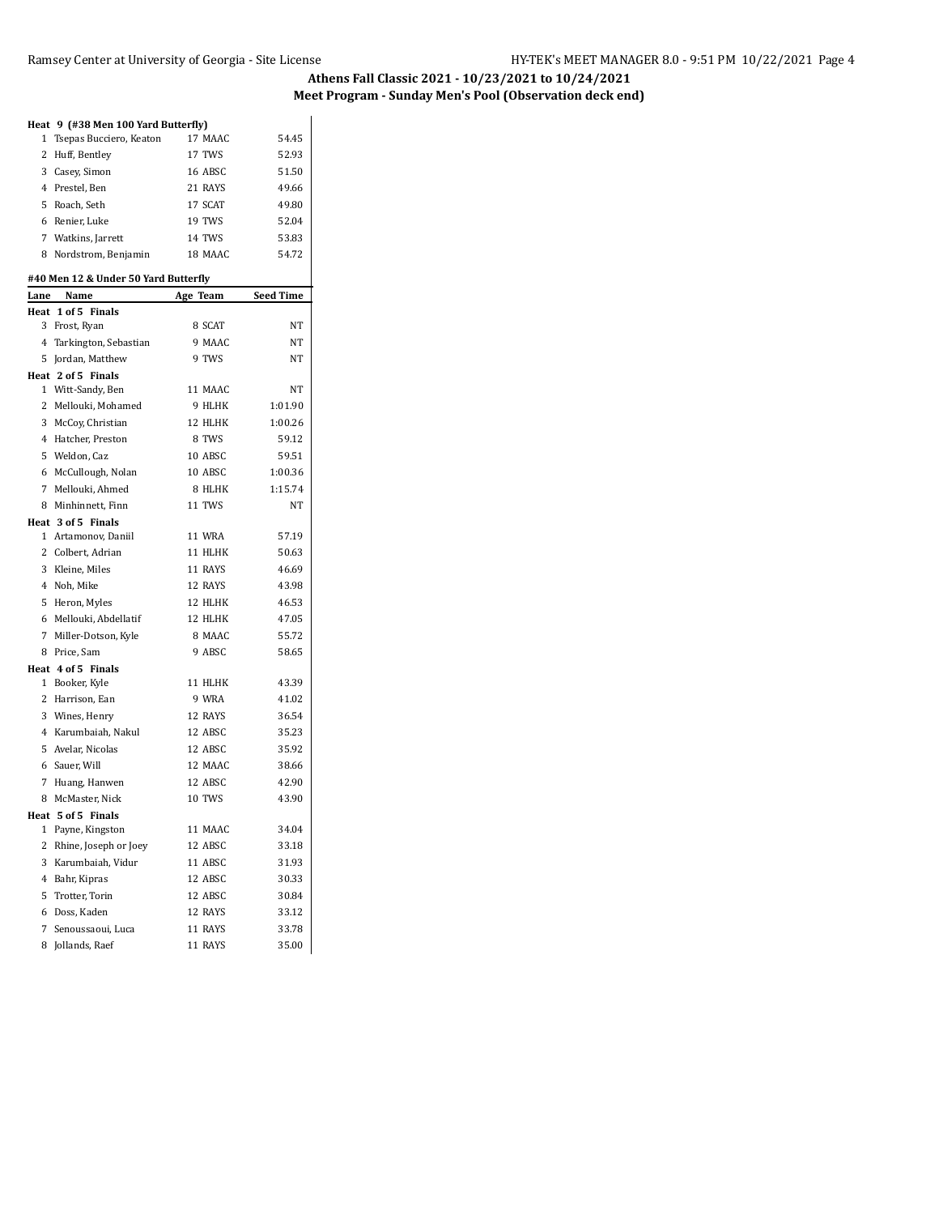## Athens Fall Classic 2021 - 10/23/2021 to 10/24/2021
### Meet Program - Sunday Men's Pool (Observation deck end)

**Heat 9 (#38 Men 100 Yard Butterfly)**

| | | | |
|---|---|---|---|
| 1 | Tsepas Bucciero, Keaton | 17 MAAC | 54.45 |
| 2 | Huff, Bentley | 17 TWS | 52.93 |
| 3 | Casey, Simon | 16 ABSC | 51.50 |
| 4 | Prestel, Ben | 21 RAYS | 49.66 |
| 5 | Roach, Seth | 17 SCAT | 49.80 |
| 6 | Renier, Luke | 19 TWS | 52.04 |
| 7 | Watkins, Jarrett | 14 TWS | 53.83 |
| 8 | Nordstrom, Benjamin | 18 MAAC | 54.72 |

**#40 Men 12 & Under 50 Yard Butterfly**

| Lane | Name | Age Team | Seed Time |
|---|---|---|---|
| **Heat 1 of 5 Finals** | | | |
| 3 | Frost, Ryan | 8 SCAT | NT |
| 4 | Tarkington, Sebastian | 9 MAAC | NT |
| 5 | Jordan, Matthew | 9 TWS | NT |
| **Heat 2 of 5 Finals** | | | |
| 1 | Witt-Sandy, Ben | 11 MAAC | NT |
| 2 | Mellouki, Mohamed | 9 HLHK | 1:01.90 |
| 3 | McCoy, Christian | 12 HLHK | 1:00.26 |
| 4 | Hatcher, Preston | 8 TWS | 59.12 |
| 5 | Weldon, Caz | 10 ABSC | 59.51 |
| 6 | McCullough, Nolan | 10 ABSC | 1:00.36 |
| 7 | Mellouki, Ahmed | 8 HLHK | 1:15.74 |
| 8 | Minhinnett, Finn | 11 TWS | NT |
| **Heat 3 of 5 Finals** | | | |
| 1 | Artamonov, Daniil | 11 WRA | 57.19 |
| 2 | Colbert, Adrian | 11 HLHK | 50.63 |
| 3 | Kleine, Miles | 11 RAYS | 46.69 |
| 4 | Noh, Mike | 12 RAYS | 43.98 |
| 5 | Heron, Myles | 12 HLHK | 46.53 |
| 6 | Mellouki, Abdellatif | 12 HLHK | 47.05 |
| 7 | Miller-Dotson, Kyle | 8 MAAC | 55.72 |
| 8 | Price, Sam | 9 ABSC | 58.65 |
| **Heat 4 of 5 Finals** | | | |
| 1 | Booker, Kyle | 11 HLHK | 43.39 |
| 2 | Harrison, Ean | 9 WRA | 41.02 |
| 3 | Wines, Henry | 12 RAYS | 36.54 |
| 4 | Karumbaiah, Nakul | 12 ABSC | 35.23 |
| 5 | Avelar, Nicolas | 12 ABSC | 35.92 |
| 6 | Sauer, Will | 12 MAAC | 38.66 |
| 7 | Huang, Hanwen | 12 ABSC | 42.90 |
| 8 | McMaster, Nick | 10 TWS | 43.90 |
| **Heat 5 of 5 Finals** | | | |
| 1 | Payne, Kingston | 11 MAAC | 34.04 |
| 2 | Rhine, Joseph or Joey | 12 ABSC | 33.18 |
| 3 | Karumbaiah, Vidur | 11 ABSC | 31.93 |
| 4 | Bahr, Kipras | 12 ABSC | 30.33 |
| 5 | Trotter, Torin | 12 ABSC | 30.84 |
| 6 | Doss, Kaden | 12 RAYS | 33.12 |
| 7 | Senoussaoui, Luca | 11 RAYS | 33.78 |
| 8 | Jollands, Raef | 11 RAYS | 35.00 |